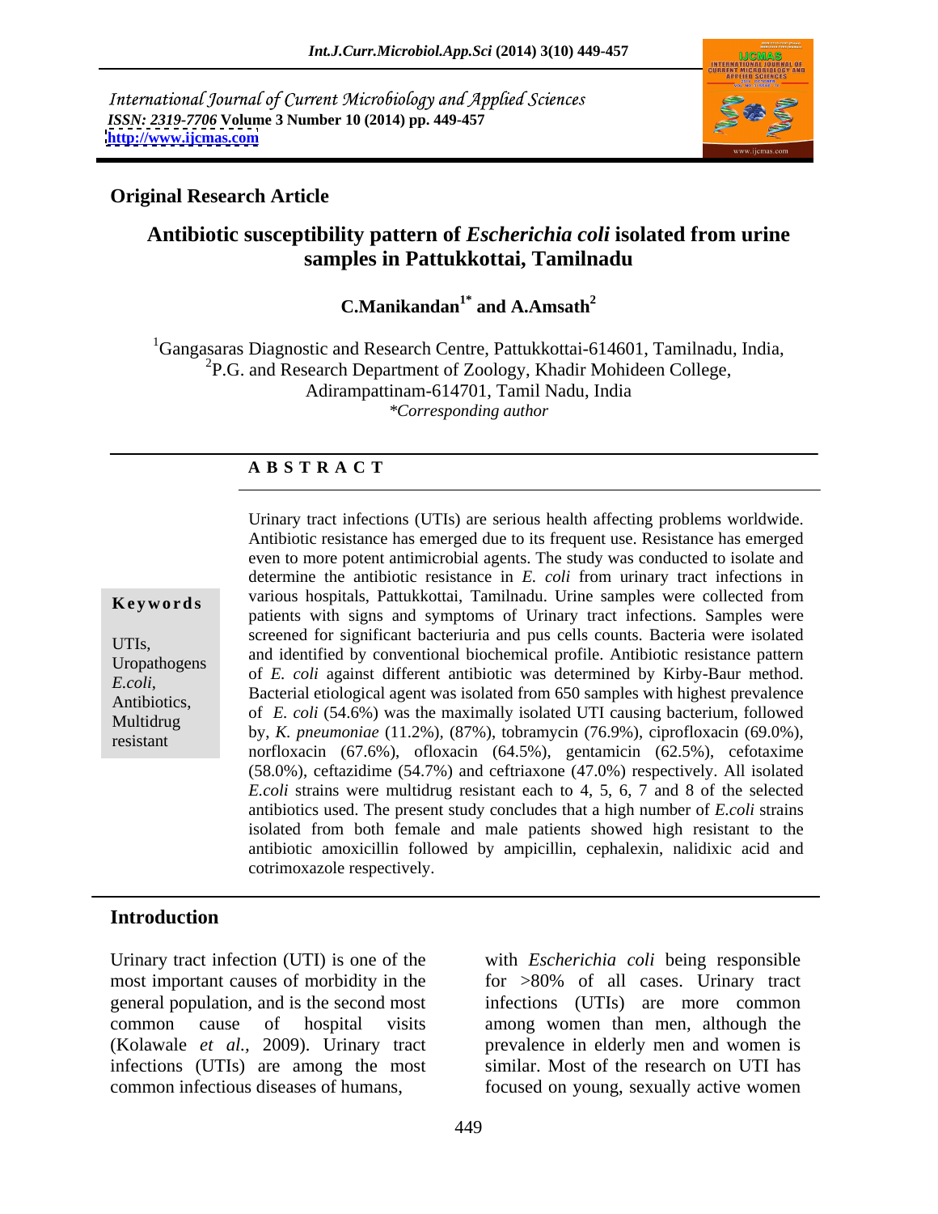International Journal of Current Microbiology and Applied Sciences
*ISSN: 2319-7706* **Volume 3 Number 10 (2014) pp. 449-457**
**http://www.ijcmas.com**

**Original Research Article**

# Antibiotic susceptibility pattern of *Escherichia coli* isolated from urine samples in Pattukkottai, Tamilnadu

**C.Manikandan[1*] and A.Amsath[2]**

[1]Gangasaras Diagnostic and Research Centre, Pattukkottai-614601, Tamilnadu, India,
[2]P.G. and Research Department of Zoology, Khadir Mohideen College, Adirampattinam-614701, Tamil Nadu, India
*\*Corresponding author*

**A B S T R A C T**

**Keywords**

UTIs, Uropathogens *E.coli,* Antibiotics, Multidrug resistant

Urinary tract infections (UTIs) are serious health affecting problems worldwide. Antibiotic resistance has emerged due to its frequent use. Resistance has emerged even to more potent antimicrobial agents. The study was conducted to isolate and determine the antibiotic resistance in *E. coli* from urinary tract infections in various hospitals, Pattukkottai, Tamilnadu. Urine samples were collected from patients with signs and symptoms of Urinary tract infections. Samples were screened for significant bacteriuria and pus cells counts. Bacteria were isolated and identified by conventional biochemical profile. Antibiotic resistance pattern of *E. coli* against different antibiotic was determined by Kirby-Baur method. Bacterial etiological agent was isolated from 650 samples with highest prevalence of *E. coli* (54.6%) was the maximally isolated UTI causing bacterium, followed by, *K. pneumoniae* (11.2%), (87%), tobramycin (76.9%), ciprofloxacin (69.0%), norfloxacin (67.6%), ofloxacin (64.5%), gentamicin (62.5%), cefotaxime (58.0%), ceftazidime (54.7%) and ceftriaxone (47.0%) respectively. All isolated *E.coli* strains were multidrug resistant each to 4, 5, 6, 7 and 8 of the selected antibiotics used. The present study concludes that a high number of *E.coli* strains isolated from both female and male patients showed high resistant to the antibiotic amoxicillin followed by ampicillin, cephalexin, nalidixic acid and cotrimoxazole respectively.

## Introduction

Urinary tract infection (UTI) is one of the most important causes of morbidity in the general population, and is the second most common cause of hospital visits (Kolawale *et al.,* 2009). Urinary tract infections (UTIs) are among the most common infectious diseases of humans, with *Escherichia coli* being responsible for >80% of all cases. Urinary tract infections (UTIs) are more common among women than men, although the prevalence in elderly men and women is similar. Most of the research on UTI has focused on young, sexually active women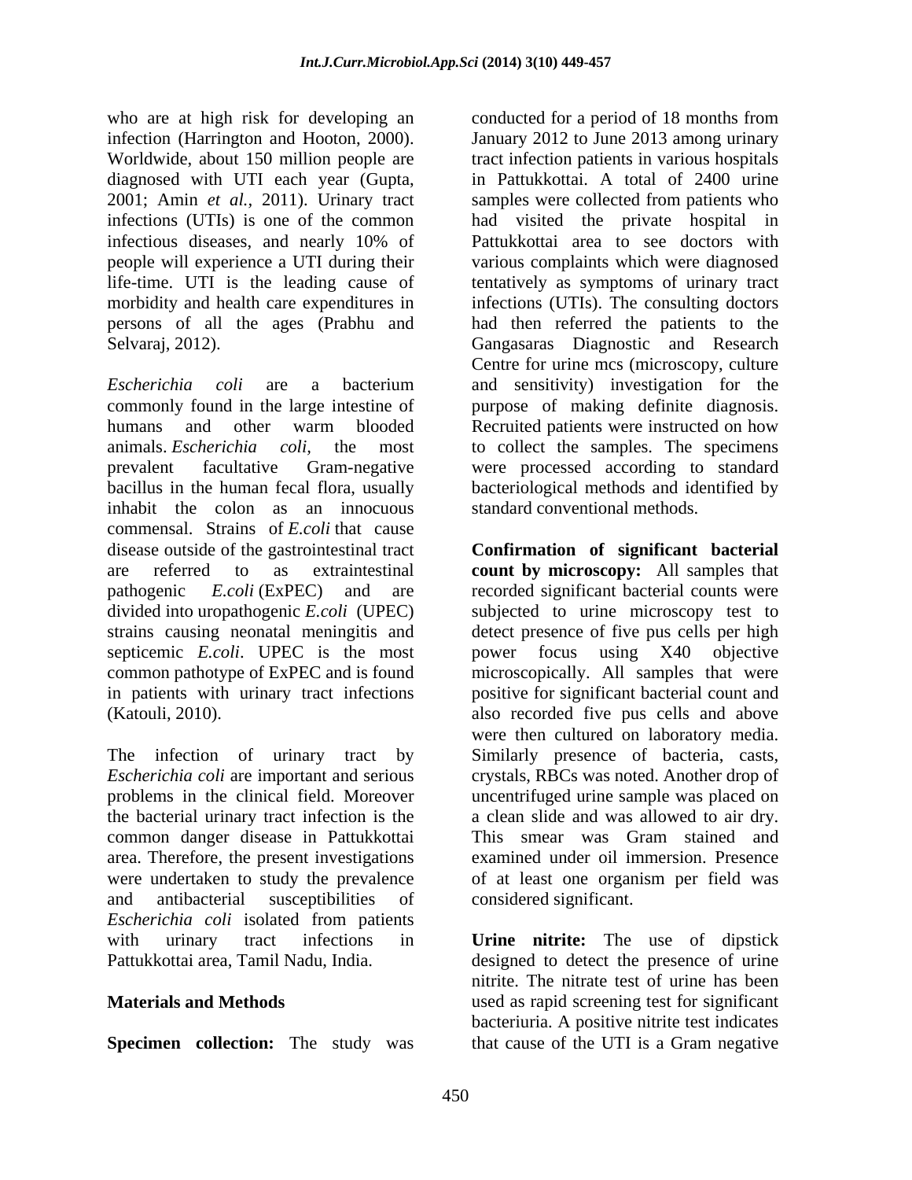who are at high risk for developing an infection (Harrington and Hooton, 2000). Worldwide, about 150 million people are diagnosed with UTI each year (Gupta, 2001; Amin *et al.*, 2011). Urinary tract infections (UTIs) is one of the common infectious diseases, and nearly 10% of people will experience a UTI during their life-time. UTI is the leading cause of morbidity and health care expenditures in persons of all the ages (Prabhu and Selvaraj, 2012).

*Escherichia coli* are a bacterium commonly found in the large intestine of humans and other warm blooded animals. *Escherichia coli*, the most prevalent facultative Gram-negative bacillus in the human fecal flora, usually inhabit the colon as an innocuous commensal. Strains of *E.coli* that cause disease outside of the gastrointestinal tract are referred to as extraintestinal pathogenic *E.coli* (ExPEC) and are divided into uropathogenic *E.coli* (UPEC) strains causing neonatal meningitis and septicemic *E.coli*. UPEC is the most common pathotype of ExPEC and is found in patients with urinary tract infections (Katouli, 2010).

The infection of urinary tract by *Escherichia coli* are important and serious problems in the clinical field. Moreover the bacterial urinary tract infection is the common danger disease in Pattukkottai area. Therefore, the present investigations were undertaken to study the prevalence and antibacterial susceptibilities of *Escherichia coli* isolated from patients with urinary tract infections in Pattukkottai area, Tamil Nadu, India.

## Materials and Methods

**Specimen collection:** The study was conducted for a period of 18 months from January 2012 to June 2013 among urinary tract infection patients in various hospitals in Pattukkottai. A total of 2400 urine samples were collected from patients who had visited the private hospital in Pattukkottai area to see doctors with various complaints which were diagnosed tentatively as symptoms of urinary tract infections (UTIs). The consulting doctors had then referred the patients to the Gangasaras Diagnostic and Research Centre for urine mcs (microscopy, culture and sensitivity) investigation for the purpose of making definite diagnosis. Recruited patients were instructed on how to collect the samples. The specimens were processed according to standard bacteriological methods and identified by standard conventional methods.

**Confirmation of significant bacterial count by microscopy:** All samples that recorded significant bacterial counts were subjected to urine microscopy test to detect presence of five pus cells per high power focus using X40 objective microscopically. All samples that were positive for significant bacterial count and also recorded five pus cells and above were then cultured on laboratory media. Similarly presence of bacteria, casts, crystals, RBCs was noted. Another drop of uncentrifuged urine sample was placed on a clean slide and was allowed to air dry. This smear was Gram stained and examined under oil immersion. Presence of at least one organism per field was considered significant.

**Urine nitrite:** The use of dipstick designed to detect the presence of urine nitrite. The nitrate test of urine has been used as rapid screening test for significant bacteriuria. A positive nitrite test indicates that cause of the UTI is a Gram negative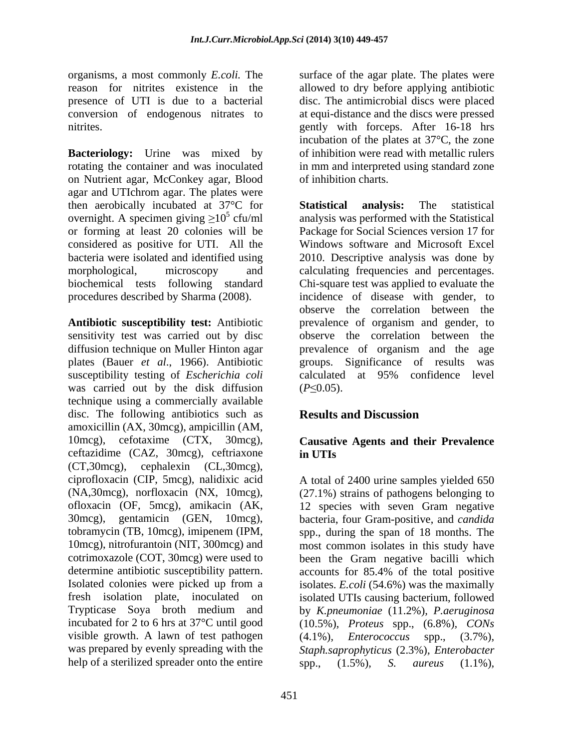organisms, a most commonly *E.coli.* The reason for nitrites existence in the presence of UTI is due to a bacterial conversion of endogenous nitrates to nitrites.

**Bacteriology:** Urine was mixed by rotating the container and was inoculated on Nutrient agar, McConkey agar, Blood agar and UTIchrom agar. The plates were then aerobically incubated at 37°C for overnight. A specimen giving $\geq 10^5$ cfu/ml or forming at least 20 colonies will be considered as positive for UTI. All the bacteria were isolated and identified using morphological, microscopy and biochemical tests following standard procedures described by Sharma (2008).

**Antibiotic susceptibility test:** Antibiotic sensitivity test was carried out by disc diffusion technique on Muller Hinton agar plates (Bauer *et al*., 1966). Antibiotic susceptibility testing of *Escherichia coli* was carried out by the disk diffusion technique using a commercially available disc. The following antibiotics such as amoxicillin (AX, 30mcg), ampicillin (AM, 10mcg), cefotaxime (CTX, 30mcg), ceftazidime (CAZ, 30mcg), ceftriaxone (CT,30mcg), cephalexin (CL,30mcg), ciprofloxacin (CIP, 5mcg), nalidixic acid (NA,30mcg), norfloxacin (NX, 10mcg), ofloxacin (OF, 5mcg), amikacin (AK, 30mcg), gentamicin (GEN, 10mcg), tobramycin (TB, 10mcg), imipenem (IPM, 10mcg), nitrofurantoin (NIT, 300mcg) and cotrimoxazole (COT, 30mcg) were used to determine antibiotic susceptibility pattern. Isolated colonies were picked up from a fresh isolation plate, inoculated on Trypticase Soya broth medium and incubated for 2 to 6 hrs at 37°C until good visible growth. A lawn of test pathogen was prepared by evenly spreading with the help of a sterilized spreader onto the entire surface of the agar plate. The plates were allowed to dry before applying antibiotic disc. The antimicrobial discs were placed at equi-distance and the discs were pressed gently with forceps. After 16-18 hrs incubation of the plates at 37°C, the zone of inhibition were read with metallic rulers in mm and interpreted using standard zone of inhibition charts.

**Statistical analysis:** The statistical analysis was performed with the Statistical Package for Social Sciences version 17 for Windows software and Microsoft Excel 2010. Descriptive analysis was done by calculating frequencies and percentages. Chi-square test was applied to evaluate the incidence of disease with gender, to observe the correlation between the prevalence of organism and gender, to observe the correlation between the prevalence of organism and the age groups. Significance of results was calculated at 95% confidence level ($P \leq 0.05$).

## Results and Discussion

### Causative Agents and their Prevalence in UTIs

A total of 2400 urine samples yielded 650 (27.1%) strains of pathogens belonging to 12 species with seven Gram negative bacteria, four Gram-positive, and *candida* spp., during the span of 18 months. The most common isolates in this study have been the Gram negative bacilli which accounts for 85.4% of the total positive isolates. *E.coli* (54.6%) was the maximally isolated UTIs causing bacterium, followed by *K.pneumoniae* (11.2%), *P.aeruginosa* (10.5%), *Proteus* spp., (6.8%), *CONs* (4.1%), *Enterococcus* spp., (3.7%), *Staph.saprophyticus* (2.3%), *Enterobacter* spp., (1.5%), *S. aureus* (1.1%),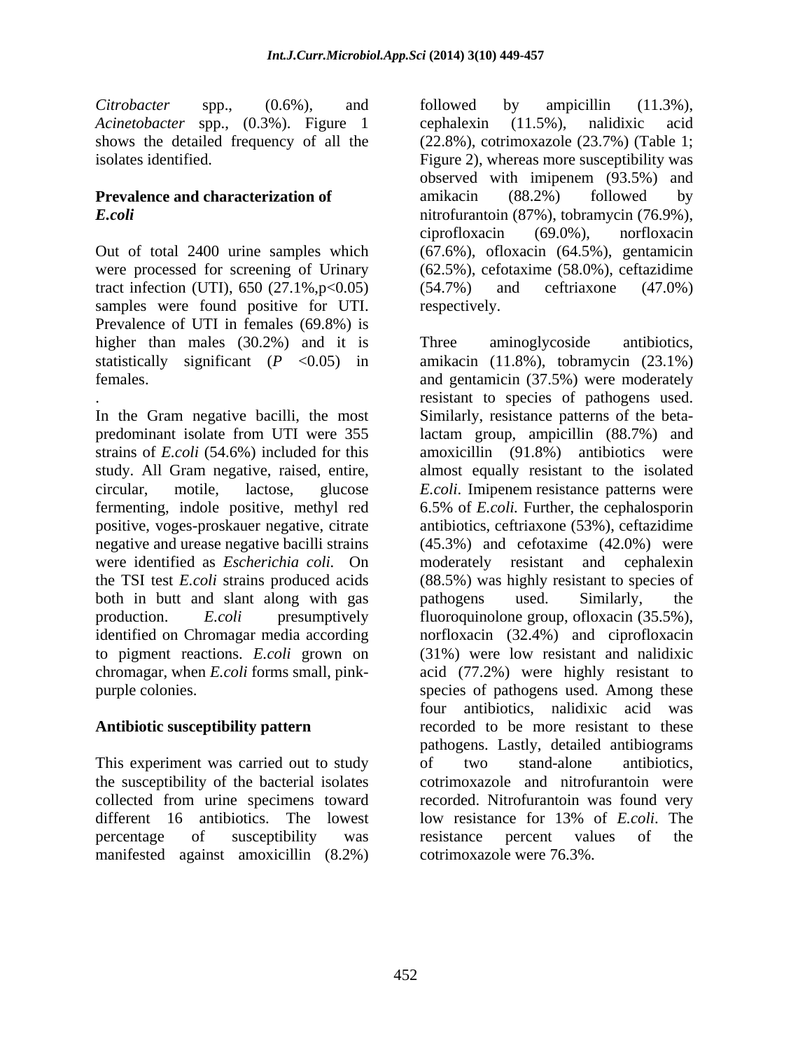*Citrobacter* spp., (0.6%), and *Acinetobacter* spp., (0.3%). Figure 1 shows the detailed frequency of all the isolates identified.

## Prevalence and characterization of *E.coli*

Out of total 2400 urine samples which were processed for screening of Urinary tract infection (UTI), 650 (27.1%, $p<0.05$) samples were found positive for UTI. Prevalence of UTI in females (69.8%) is higher than males (30.2%) and it is statistically significant ($P$ <0.05) in females.

.

In the Gram negative bacilli, the most predominant isolate from UTI were 355 strains of *E.coli* (54.6%) included for this study. All Gram negative, raised, entire, circular, motile, lactose, glucose fermenting, indole positive, methyl red positive, voges-proskauer negative, citrate negative and urease negative bacilli strains were identified as *Escherichia coli.* On the TSI test *E.coli* strains produced acids both in butt and slant along with gas production. *E.coli* presumptively identified on Chromagar media according to pigment reactions. *E.coli* grown on chromagar, when *E.coli* forms small, pink-purple colonies.

## Antibiotic susceptibility pattern

This experiment was carried out to study the susceptibility of the bacterial isolates collected from urine specimens toward different 16 antibiotics. The lowest percentage of susceptibility was manifested against amoxicillin (8.2%) followed by ampicillin (11.3%), cephalexin (11.5%), nalidixic acid (22.8%), cotrimoxazole (23.7%) (Table 1; Figure 2), whereas more susceptibility was observed with imipenem (93.5%) and amikacin (88.2%) followed by nitrofurantoin (87%), tobramycin (76.9%), ciprofloxacin (69.0%), norfloxacin (67.6%), ofloxacin (64.5%), gentamicin (62.5%), cefotaxime (58.0%), ceftazidime (54.7%) and ceftriaxone (47.0%) respectively.

Three aminoglycoside antibiotics, amikacin (11.8%), tobramycin (23.1%) and gentamicin (37.5%) were moderately resistant to species of pathogens used. Similarly, resistance patterns of the beta-lactam group, ampicillin (88.7%) and amoxicillin (91.8%) antibiotics were almost equally resistant to the isolated *E.coli*. Imipenem resistance patterns were 6.5% of *E.coli.* Further, the cephalosporin antibiotics, ceftriaxone (53%), ceftazidime (45.3%) and cefotaxime (42.0%) were moderately resistant and cephalexin (88.5%) was highly resistant to species of pathogens used. Similarly, the fluoroquinolone group, ofloxacin (35.5%), norfloxacin (32.4%) and ciprofloxacin (31%) were low resistant and nalidixic acid (77.2%) were highly resistant to species of pathogens used. Among these four antibiotics, nalidixic acid was recorded to be more resistant to these pathogens. Lastly, detailed antibiograms of two stand-alone antibiotics, cotrimoxazole and nitrofurantoin were recorded. Nitrofurantoin was found very low resistance for 13% of *E.coli*. The resistance percent values of the cotrimoxazole were 76.3%.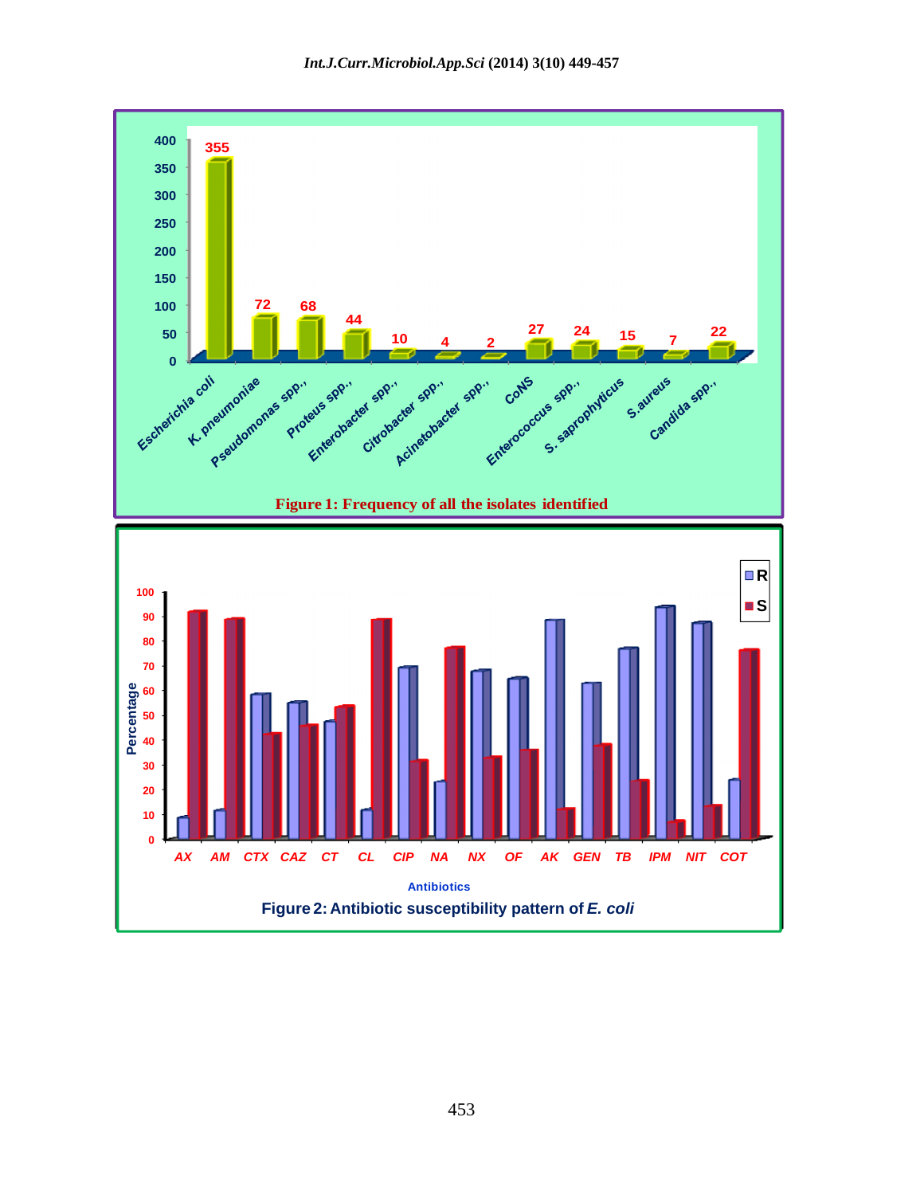Figure 1: Frequency of all the isolates identified

Figure 2: Antibiotic susceptibility pattern of *E. coli*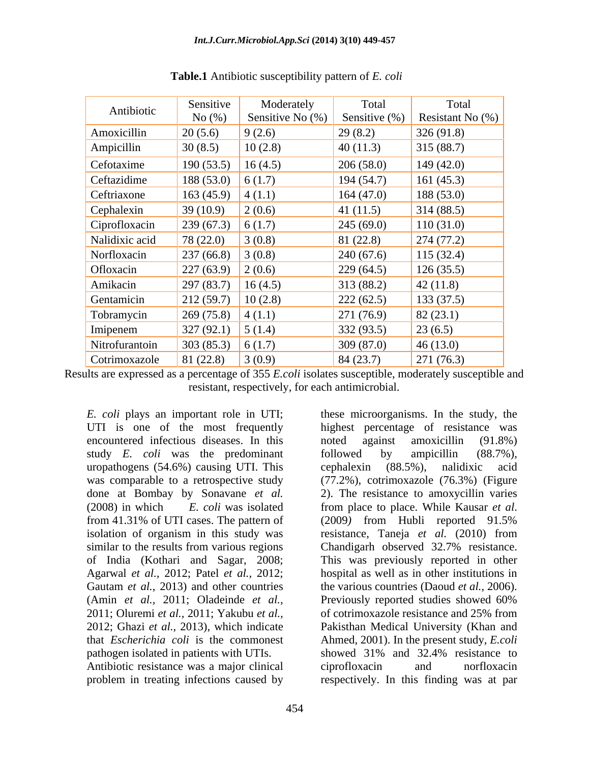**Table.1** Antibiotic susceptibility pattern of *E. coli*

| Antibiotic | Sensitive No (%) | Moderately Sensitive No (%) | Total Sensitive (%) | Total Resistant No (%) |
|---|---|---|---|---|
| Amoxicillin | 20 (5.6) | 9 (2.6) | 29 (8.2) | 326 (91.8) |
| Ampicillin | 30 (8.5) | 10 (2.8) | 40 (11.3) | 315 (88.7) |
| Cefotaxime | 190 (53.5) | 16 (4.5) | 206 (58.0) | 149 (42.0) |
| Ceftazidime | 188 (53.0) | 6 (1.7) | 194 (54.7) | 161 (45.3) |
| Ceftriaxone | 163 (45.9) | 4 (1.1) | 164 (47.0) | 188 (53.0) |
| Cephalexin | 39 (10.9) | 2 (0.6) | 41 (11.5) | 314 (88.5) |
| Ciprofloxacin | 239 (67.3) | 6 (1.7) | 245 (69.0) | 110 (31.0) |
| Nalidixic acid | 78 (22.0) | 3 (0.8) | 81 (22.8) | 274 (77.2) |
| Norfloxacin | 237 (66.8) | 3 (0.8) | 240 (67.6) | 115 (32.4) |
| Ofloxacin | 227 (63.9) | 2 (0.6) | 229 (64.5) | 126 (35.5) |
| Amikacin | 297 (83.7) | 16 (4.5) | 313 (88.2) | 42 (11.8) |
| Gentamicin | 212 (59.7) | 10 (2.8) | 222 (62.5) | 133 (37.5) |
| Tobramycin | 269 (75.8) | 4 (1.1) | 271 (76.9) | 82 (23.1) |
| Imipenem | 327 (92.1) | 5 (1.4) | 332 (93.5) | 23 (6.5) |
| Nitrofurantoin | 303 (85.3) | 6 (1.7) | 309 (87.0) | 46 (13.0) |
| Cotrimoxazole | 81 (22.8) | 3 (0.9) | 84 (23.7) | 271 (76.3) |

Results are expressed as a percentage of 355 *E.coli* isolates susceptible, moderately susceptible and resistant, respectively, for each antimicrobial.

*E. coli* plays an important role in UTI; UTI is one of the most frequently encountered infectious diseases. In this study *E. coli* was the predominant uropathogens (54.6%) causing UTI. This was comparable to a retrospective study done at Bombay by Sonavane *et al.* (2008) in which *E. coli* was isolated from 41.31% of UTI cases. The pattern of isolation of organism in this study was similar to the results from various regions of India (Kothari and Sagar, 2008; Agarwal *et al*., 2012; Patel *et al.,* 2012; Gautam *et al.*, 2013) and other countries (Amin *et al.*, 2011; Oladeinde *et al.*, 2011; Oluremi *et al.*, 2011; Yakubu *et al.,* 2012; Ghazi *et al.*, 2013), which indicate that *Escherichia coli* is the commonest pathogen isolated in patients with UTIs. Antibiotic resistance was a major clinical problem in treating infections caused by these microorganisms. In the study, the highest percentage of resistance was noted against amoxicillin (91.8%) followed by ampicillin (88.7%), cephalexin (88.5%), nalidixic acid (77.2%), cotrimoxazole (76.3%) (Figure 2). The resistance to amoxycillin varies from place to place. While Kausar *et al*. (2009) from Hubli reported 91.5% resistance, Taneja *et al.* (2010) from Chandigarh observed 32.7% resistance. This was previously reported in other hospital as well as in other institutions in the various countries (Daoud *et al.,* 2006). Previously reported studies showed 60% of cotrimoxazole resistance and 25% from Pakisthan Medical University (Khan and Ahmed, 2001). In the present study, *E.coli* showed 31% and 32.4% resistance to ciprofloxacin and norfloxacin respectively. In this finding was at par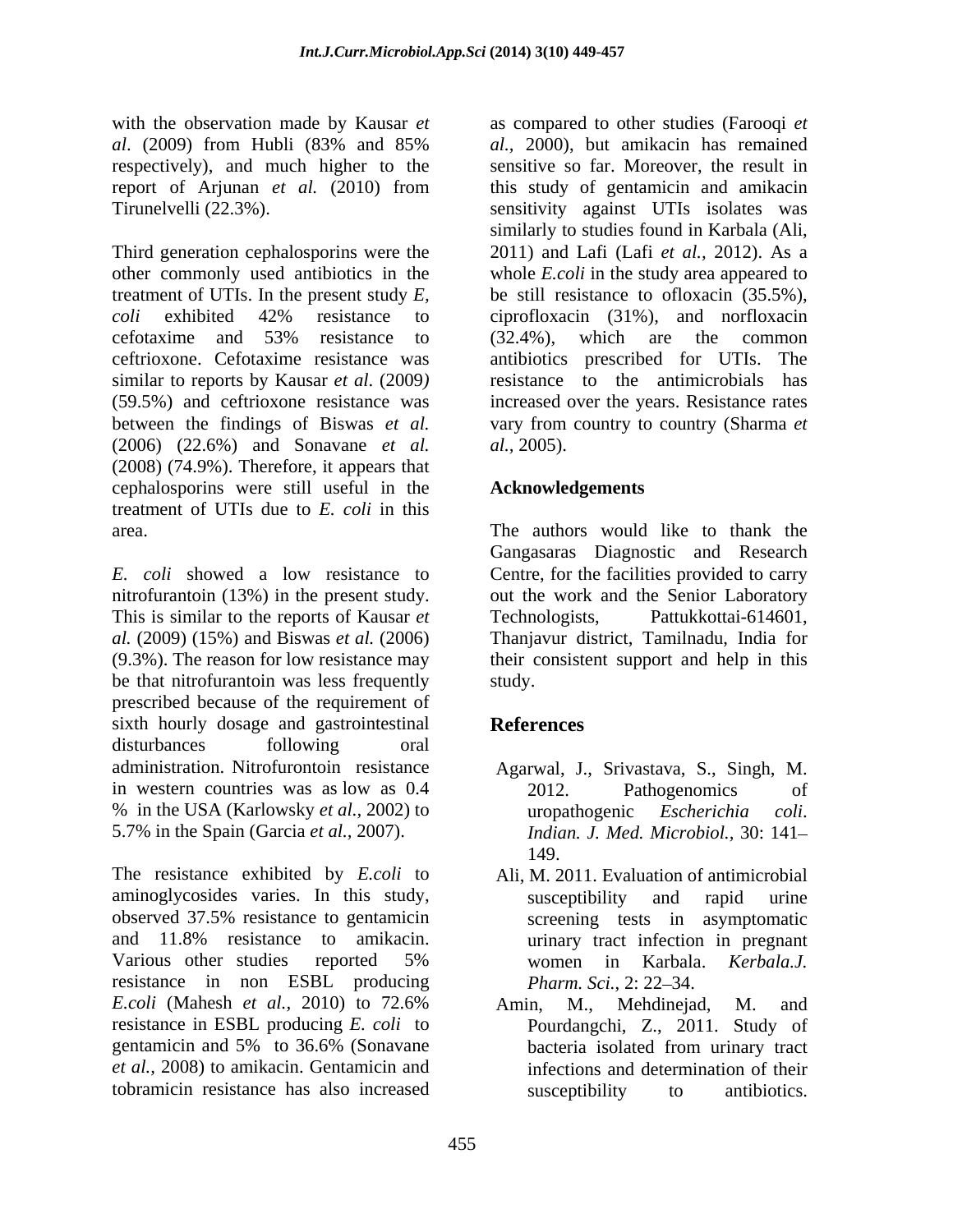with the observation made by Kausar *et al*. (2009) from Hubli (83% and 85% respectively), and much higher to the report of Arjunan *et al.* (2010) from Tirunelvelli (22.3%).

Third generation cephalosporins were the other commonly used antibiotics in the treatment of UTIs. In the present study *E, coli* exhibited 42% resistance to cefotaxime and 53% resistance to ceftrioxone. Cefotaxime resistance was similar to reports by Kausar *et al*. (2009*)* (59.5%) and ceftrioxone resistance was between the findings of Biswas *et al.* (2006) (22.6%) and Sonavane *et al.* (2008) (74.9%). Therefore, it appears that cephalosporins were still useful in the treatment of UTIs due to *E. coli* in this area.

*E. coli* showed a low resistance to nitrofurantoin (13%) in the present study. This is similar to the reports of Kausar *et al.* (2009) (15%) and Biswas *et al.* (2006) (9.3%). The reason for low resistance may be that nitrofurantoin was less frequently prescribed because of the requirement of sixth hourly dosage and gastrointestinal disturbances following oral administration. Nitrofurontoin resistance in western countries was as low as 0.4 % in the USA (Karlowsky *et al.,* 2002) to 5.7% in the Spain (Garcia *et al.,* 2007).

The resistance exhibited by *E.coli* to aminoglycosides varies. In this study, observed 37.5% resistance to gentamicin and 11.8% resistance to amikacin. Various other studies reported 5% resistance in non ESBL producing *E.coli* (Mahesh *et al.,* 2010) to 72.6% resistance in ESBL producing *E. coli* to gentamicin and 5% to 36.6% (Sonavane *et al.,* 2008) to amikacin. Gentamicin and tobramicin resistance has also increased as compared to other studies (Farooqi *et al.,* 2000), but amikacin has remained sensitive so far. Moreover, the result in this study of gentamicin and amikacin sensitivity against UTIs isolates was similarly to studies found in Karbala (Ali, 2011) and Lafi (Lafi *et al.,* 2012). As a whole *E.coli* in the study area appeared to be still resistance to ofloxacin (35.5%), ciprofloxacin (31%), and norfloxacin (32.4%), which are the common antibiotics prescribed for UTIs. The resistance to the antimicrobials has increased over the years. Resistance rates vary from country to country (Sharma *et al.,* 2005).

## Acknowledgements

The authors would like to thank the Gangasaras Diagnostic and Research Centre, for the facilities provided to carry out the work and the Senior Laboratory Technologists, Pattukkottai-614601, Thanjavur district, Tamilnadu, India for their consistent support and help in this study.

## References

Agarwal, J., Srivastava, S., Singh, M. 2012. Pathogenomics of uropathogenic *Escherichia coli*. *Indian. J. Med. Microbiol.,* 30: 141–149.

Ali, M. 2011. Evaluation of antimicrobial susceptibility and rapid urine screening tests in asymptomatic urinary tract infection in pregnant women in Karbala. *Kerbala.J. Pharm. Sci.,* 2: 22–34.

Amin, M., Mehdinejad, M. and Pourdangchi, Z., 2011. Study of bacteria isolated from urinary tract infections and determination of their susceptibility to antibiotics.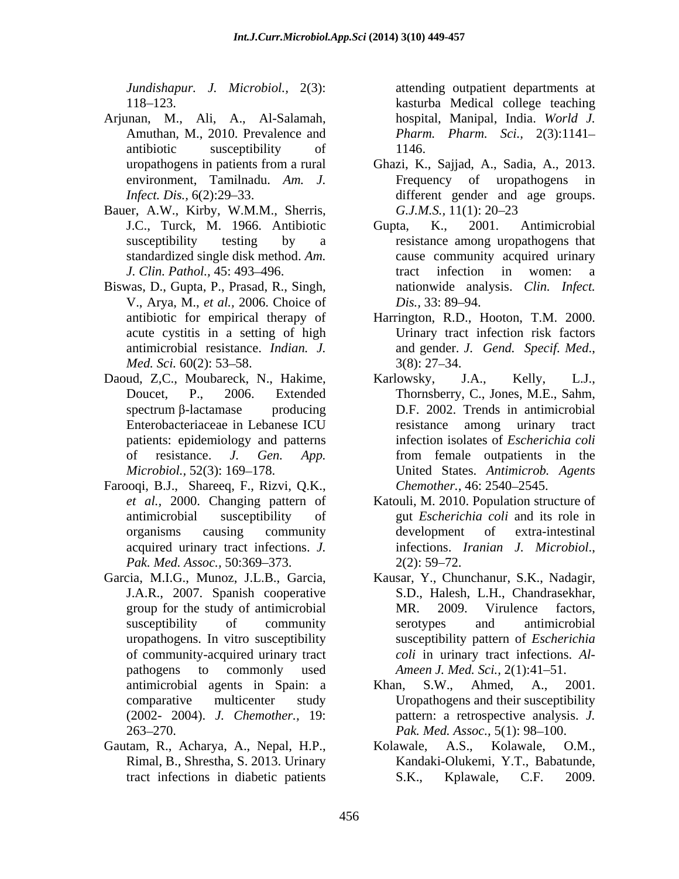*Jundishapur. J. Microbiol.,* 2(3): 118–123.

Arjunan, M., Ali, A., Al-Salamah, Amuthan, M., 2010. Prevalence and antibiotic susceptibility of uropathogens in patients from a rural environment, Tamilnadu. *Am. J. Infect. Dis.,* 6(2):29–33.

Bauer, A.W., Kirby, W.M.M., Sherris, J.C., Turck, M. 1966. Antibiotic susceptibility testing by a standardized single disk method. *Am. J. Clin. Pathol.,* 45: 493–496.

Biswas, D., Gupta, P., Prasad, R., Singh, V., Arya, M., *et al.,* 2006. Choice of antibiotic for empirical therapy of acute cystitis in a setting of high antimicrobial resistance. *Indian. J. Med. Sci.* 60(2): 53–58.

Daoud, Z,C., Moubareck, N., Hakime, Doucet, P., 2006. Extended spectrum β-lactamase producing Enterobacteriaceae in Lebanese ICU patients: epidemiology and patterns of resistance. *J. Gen. App. Microbiol.,* 52(3): 169–178.

Farooqi, B.J., Shareeq, F., Rizvi, Q.K., *et al.,* 2000. Changing pattern of antimicrobial susceptibility of organisms causing community acquired urinary tract infections. *J. Pak. Med. Assoc.,* 50:369–373.

Garcia, M.I.G., Munoz, J.L.B., Garcia, J.A.R., 2007. Spanish cooperative group for the study of antimicrobial susceptibility of community uropathogens. In vitro susceptibility of community-acquired urinary tract pathogens to commonly used antimicrobial agents in Spain: a comparative multicenter study (2002- 2004). *J. Chemother.,* 19: 263–270.

Gautam, R., Acharya, A., Nepal, H.P., Rimal, B., Shrestha, S. 2013. Urinary tract infections in diabetic patients attending outpatient departments at kasturba Medical college teaching hospital, Manipal, India. *World J. Pharm. Pharm. Sci.,* 2(3):1141–1146.

Ghazi, K., Sajjad, A., Sadia, A., 2013. Frequency of uropathogens in different gender and age groups. *G.J.M.S.,* 11(1): 20–23

Gupta, K., 2001. Antimicrobial resistance among uropathogens that cause community acquired urinary tract infection in women: a nationwide analysis. *Clin. Infect. Dis.,* 33: 89–94.

Harrington, R.D., Hooton, T.M. 2000. Urinary tract infection risk factors and gender. *J. Gend. Specif. Med.,* 3(8): 27–34.

Karlowsky, J.A., Kelly, L.J., Thornsberry, C., Jones, M.E., Sahm, D.F. 2002. Trends in antimicrobial resistance among urinary tract infection isolates of *Escherichia coli* from female outpatients in the United States. *Antimicrob. Agents Chemother.,* 46: 2540–2545.

Katouli, M. 2010. Population structure of gut *Escherichia coli* and its role in development of extra-intestinal infections. *Iranian J. Microbiol.,* 2(2): 59–72.

Kausar, Y., Chunchanur, S.K., Nadagir, S.D., Halesh, L.H., Chandrasekhar, MR. 2009. Virulence factors, serotypes and antimicrobial susceptibility pattern of *Escherichia coli* in urinary tract infections. *Al-Ameen J. Med. Sci.,* 2(1):41–51.

Khan, S.W., Ahmed, A., 2001. Uropathogens and their susceptibility pattern: a retrospective analysis. *J. Pak. Med. Assoc.,* 5(1): 98–100.

Kolawale, A.S., Kolawale, O.M., Kandaki-Olukemi, Y.T., Babatunde, S.K., Kplawale, C.F. 2009.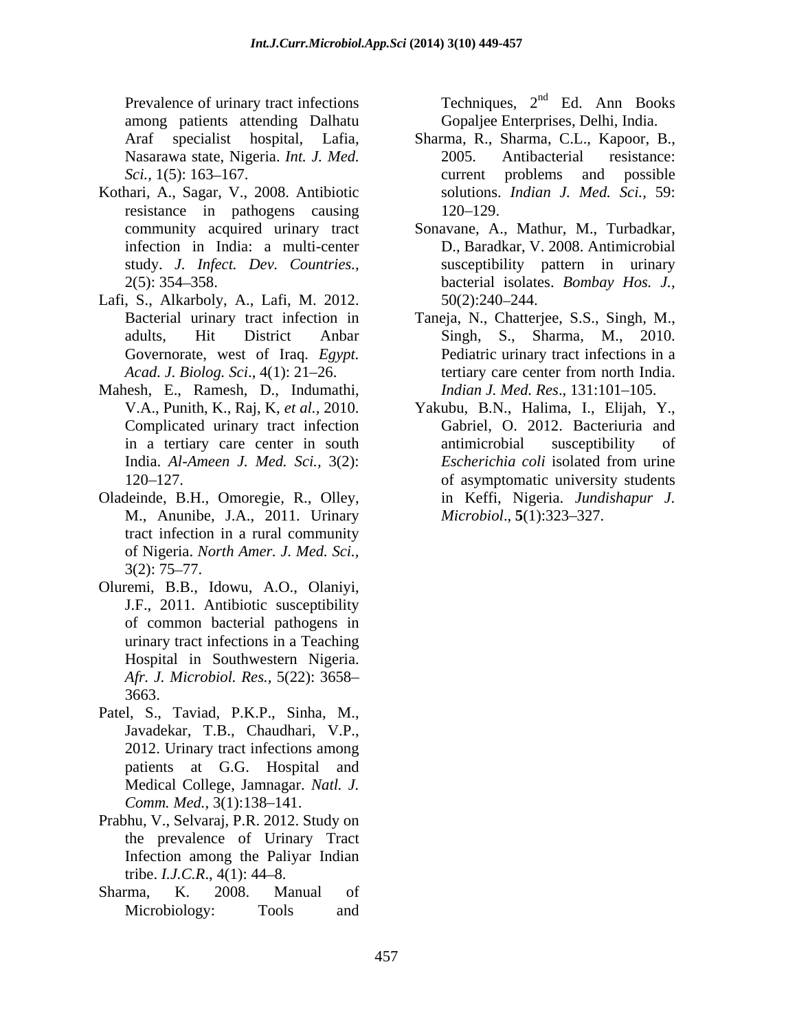Prevalence of urinary tract infections among patients attending Dalhatu Araf specialist hospital, Lafia, Nasarawa state, Nigeria. *Int. J. Med. Sci.,* 1(5): 163–167.

Kothari, A., Sagar, V., 2008. Antibiotic resistance in pathogens causing community acquired urinary tract infection in India: a multi-center study. *J. Infect. Dev. Countries.,* 2(5): 354–358.

Lafi, S., Alkarboly, A., Lafi, M. 2012. Bacterial urinary tract infection in adults, Hit District Anbar Governorate, west of Iraq. *Egypt. Acad. J. Biolog. Sci*., 4(1): 21–26.

Mahesh, E., Ramesh, D., Indumathi, V.A., Punith, K., Raj, K, *et al.,* 2010. Complicated urinary tract infection in a tertiary care center in south India. *Al-Ameen J. Med. Sci.,* 3(2): 120–127.

Oladeinde, B.H., Omoregie, R., Olley, M., Anunibe, J.A., 2011. Urinary tract infection in a rural community of Nigeria. *North Amer. J. Med. Sci*., 3(2): 75–77.

Oluremi, B.B., Idowu, A.O., Olaniyi, J.F., 2011. Antibiotic susceptibility of common bacterial pathogens in urinary tract infections in a Teaching Hospital in Southwestern Nigeria. *Afr. J. Microbiol. Res.,* 5(22): 3658–3663.

Patel, S., Taviad, P.K.P., Sinha, M., Javadekar, T.B., Chaudhari, V.P., 2012. Urinary tract infections among patients at G.G. Hospital and Medical College, Jamnagar. *Natl. J. Comm. Med.,* 3(1):138–141.

Prabhu, V., Selvaraj, P.R. 2012. Study on the prevalence of Urinary Tract Infection among the Paliyar Indian tribe. *I.J.C.R*., 4(1): 44–8.

Sharma, K. 2008. Manual of Microbiology: Tools and Techniques, 2nd Ed. Ann Books Gopaljee Enterprises, Delhi, India.

Sharma, R., Sharma, C.L., Kapoor, B., 2005. Antibacterial resistance: current problems and possible solutions. *Indian J. Med. Sci.,* 59: 120–129.

Sonavane, A., Mathur, M., Turbadkar, D., Baradkar, V. 2008. Antimicrobial susceptibility pattern in urinary bacterial isolates. *Bombay Hos. J.,* 50(2):240–244.

Taneja, N., Chatterjee, S.S., Singh, M., Singh, S., Sharma, M., 2010. Pediatric urinary tract infections in a tertiary care center from north India. *Indian J. Med. Res*., 131:101–105.

Yakubu, B.N., Halima, I., Elijah, Y., Gabriel, O. 2012. Bacteriuria and antimicrobial susceptibility of *Escherichia coli* isolated from urine of asymptomatic university students in Keffi, Nigeria. *Jundishapur J. Microbiol*., **5**(1):323–327.